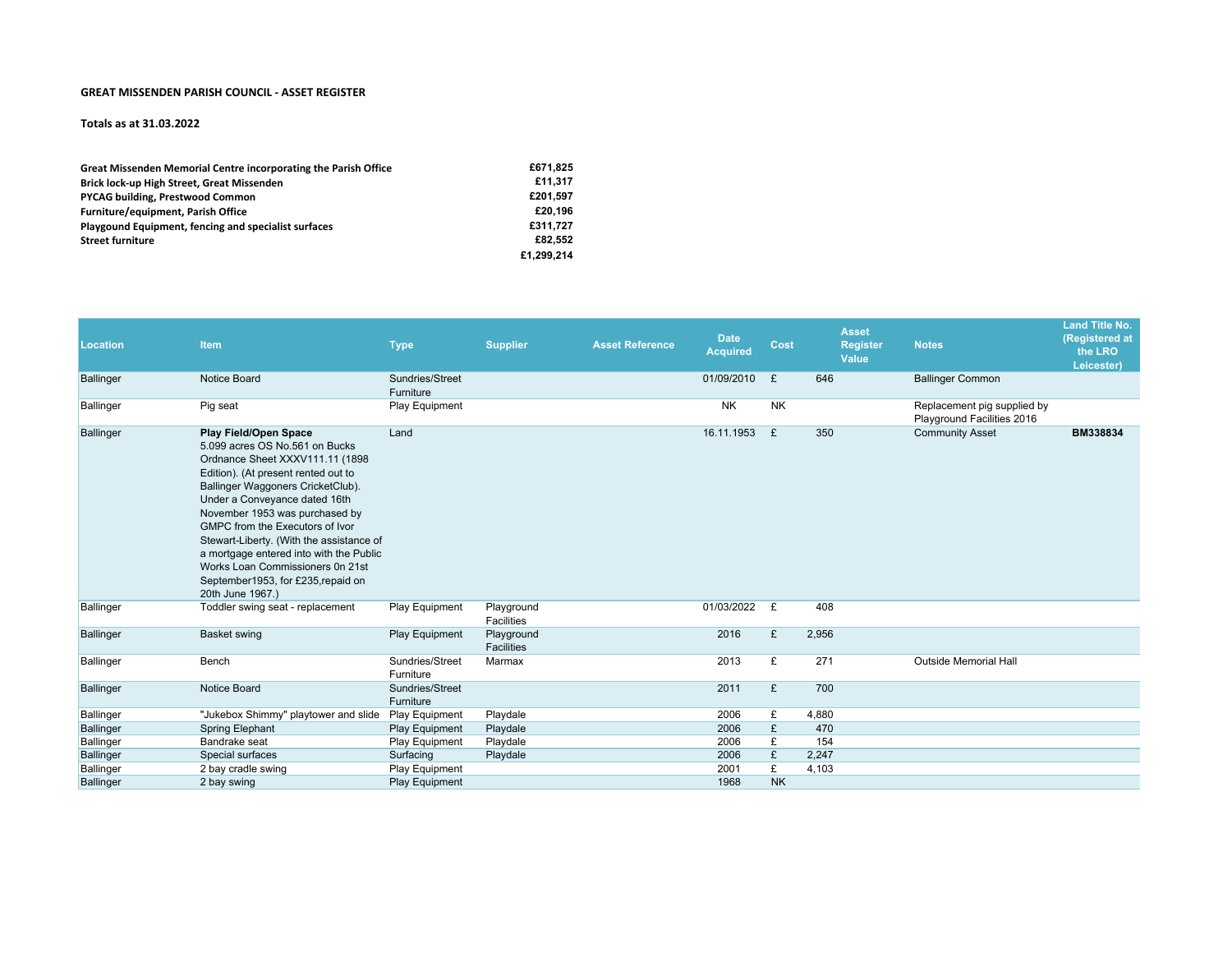**GREAT MISSENDEN PARISH COUNCIL - ASSET REGISTER**

**Totals as at 31.03.2022**

| | |
|---|---|
| **Great Missenden Memorial Centre incorporating the Parish Office** | **£671,825** |
| **Brick lock-up High Street, Great Missenden** | **£11,317** |
| **PYCAG building, Prestwood Common** | **£201,597** |
| **Furniture/equipment, Parish Office** | **£20,196** |
| **Playgound Equipment, fencing and specialist surfaces** | **£311,727** |
| **Street furniture** | **£82,552** |
| | **£1,299,214** |

| Location | Item | Type | Supplier | Asset Reference | Date Acquired | Cost | | Asset Register Value | Notes | Land Title No. (Registered at the LRO Leicester) |
|---|---|---|---|---|---|---|---|---|---|---|
| Ballinger | Notice Board | Sundries/Street Furniture | | | 01/09/2010 | £ | 646 | | Ballinger Common | |
| Ballinger | Pig seat | Play Equipment | | | NK | NK | | | Replacement pig supplied by Playground Facilities 2016 | |
| Ballinger | **Play Field/Open Space** 5.099 acres OS No.561 on Bucks Ordnance Sheet XXXV111.11 (1898 Edition). (At present rented out to Ballinger Waggoners CricketClub). Under a Conveyance dated 16th November 1953 was purchased by GMPC from the Executors of Ivor Stewart-Liberty. (With the assistance of a mortgage entered into with the Public Works Loan Commissioners 0n 21st September1953, for £235,repaid on 20th June 1967.) | Land | | | 16.11.1953 | £ | 350 | | Community Asset | **BM338834** |
| Ballinger | Toddler swing seat - replacement | Play Equipment | Playground Facilities | | 01/03/2022 | £ | 408 | | | |
| Ballinger | Basket swing | Play Equipment | Playground Facilities | | 2016 | £ | 2,956 | | | |
| Ballinger | Bench | Sundries/Street Furniture | Marmax | | 2013 | £ | 271 | | Outside Memorial Hall | |
| Ballinger | Notice Board | Sundries/Street Furniture | | | 2011 | £ | 700 | | | |
| Ballinger | "Jukebox Shimmy" playtower and slide | Play Equipment | Playdale | | 2006 | £ | 4,880 | | | |
| Ballinger | Spring Elephant | Play Equipment | Playdale | | 2006 | £ | 470 | | | |
| Ballinger | Bandrake seat | Play Equipment | Playdale | | 2006 | £ | 154 | | | |
| Ballinger | Special surfaces | Surfacing | Playdale | | 2006 | £ | 2,247 | | | |
| Ballinger | 2 bay cradle swing | Play Equipment | | | 2001 | £ | 4,103 | | | |
| Ballinger | 2 bay swing | Play Equipment | | | 1968 | NK | | | | |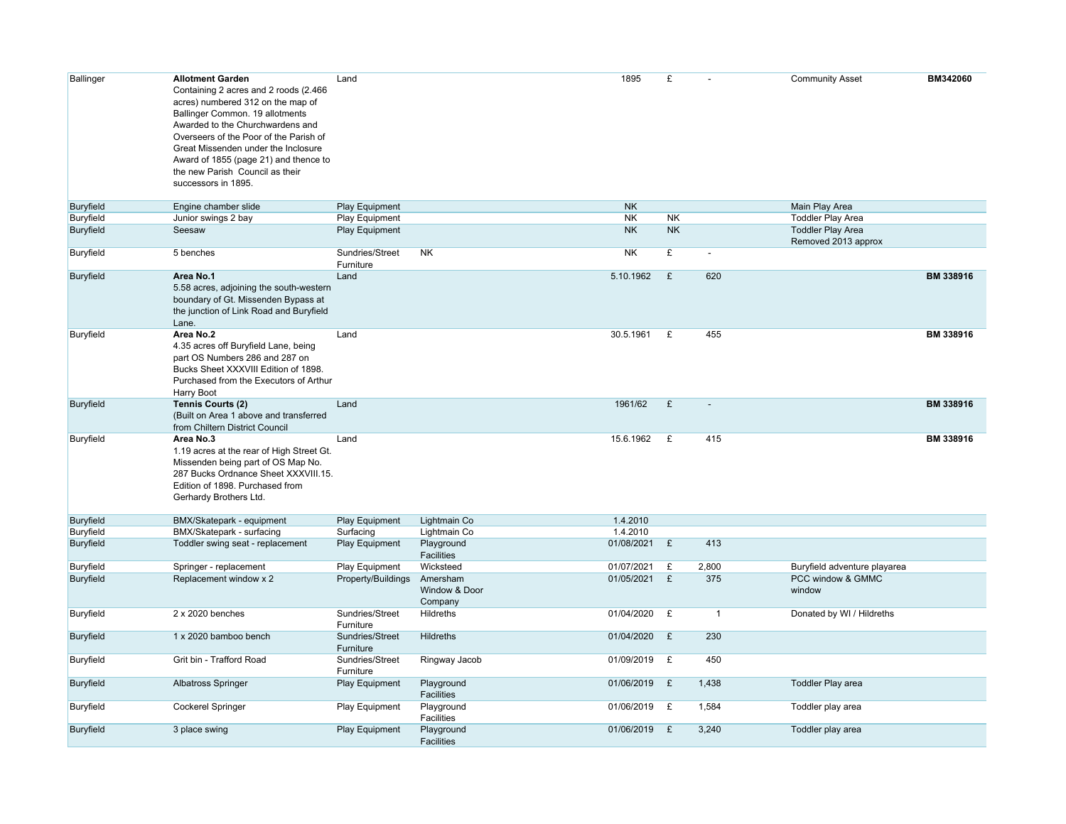| | | | | | | | | |
|---|---|---|---|---|---|---|---|---|
| Ballinger | **Allotment Garden** Containing 2 acres and 2 roods (2.466 acres) numbered 312 on the map of Ballinger Common. 19 allotments Awarded to the Churchwardens and Overseers of the Poor of the Parish of Great Missenden under the Inclosure Award of 1855 (page 21) and thence to the new Parish Council as their successors in 1895. | Land | | 1895 | £ | - | Community Asset | **BM342060** |
| Buryfield | Engine chamber slide | Play Equipment | | NK | | | Main Play Area | |
| Buryfield | Junior swings 2 bay | Play Equipment | | NK | NK | | Toddler Play Area | |
| Buryfield | Seesaw | Play Equipment | | NK | NK | | Toddler Play Area Removed 2013 approx | |
| Buryfield | 5 benches | Sundries/Street Furniture | NK | NK | £ | - | | |
| Buryfield | **Area No.1** 5.58 acres, adjoining the south-western boundary of Gt. Missenden Bypass at the junction of Link Road and Buryfield Lane. | Land | | 5.10.1962 | £ | 620 | | **BM 338916** |
| Buryfield | **Area No.2** 4.35 acres off Buryfield Lane, being part OS Numbers 286 and 287 on Bucks Sheet XXXVIII Edition of 1898. Purchased from the Executors of Arthur Harry Boot | Land | | 30.5.1961 | £ | 455 | | **BM 338916** |
| Buryfield | **Tennis Courts (2)** (Built on Area 1 above and transferred from Chiltern District Council | Land | | 1961/62 | £ | - | | **BM 338916** |
| Buryfield | **Area No.3** 1.19 acres at the rear of High Street Gt. Missenden being part of OS Map No. 287 Bucks Ordnance Sheet XXXVIII.15. Edition of 1898. Purchased from Gerhardy Brothers Ltd. | Land | | 15.6.1962 | £ | 415 | | **BM 338916** |
| Buryfield | BMX/Skatepark - equipment | Play Equipment | Lightmain Co | 1.4.2010 | | | | |
| Buryfield | BMX/Skatepark - surfacing | Surfacing | Lightmain Co | 1.4.2010 | | | | |
| Buryfield | Toddler swing seat - replacement | Play Equipment | Playground Facilities | 01/08/2021 | £ | 413 | | |
| Buryfield | Springer - replacement | Play Equipment | Wicksteed | 01/07/2021 | £ | 2,800 | Buryfield adventure playarea | |
| Buryfield | Replacement window x 2 | Property/Buildings | Amersham Window & Door Company | 01/05/2021 | £ | 375 | PCC window & GMMC window | |
| Buryfield | 2 x 2020 benches | Sundries/Street Furniture | Hildreths | 01/04/2020 | £ | 1 | Donated by WI / Hildreths | |
| Buryfield | 1 x 2020 bamboo bench | Sundries/Street Furniture | Hildreths | 01/04/2020 | £ | 230 | | |
| Buryfield | Grit bin - Trafford Road | Sundries/Street Furniture | Ringway Jacob | 01/09/2019 | £ | 450 | | |
| Buryfield | Albatross Springer | Play Equipment | Playground Facilities | 01/06/2019 | £ | 1,438 | Toddler Play area | |
| Buryfield | Cockerel Springer | Play Equipment | Playground Facilities | 01/06/2019 | £ | 1,584 | Toddler play area | |
| Buryfield | 3 place swing | Play Equipment | Playground Facilities | 01/06/2019 | £ | 3,240 | Toddler play area | |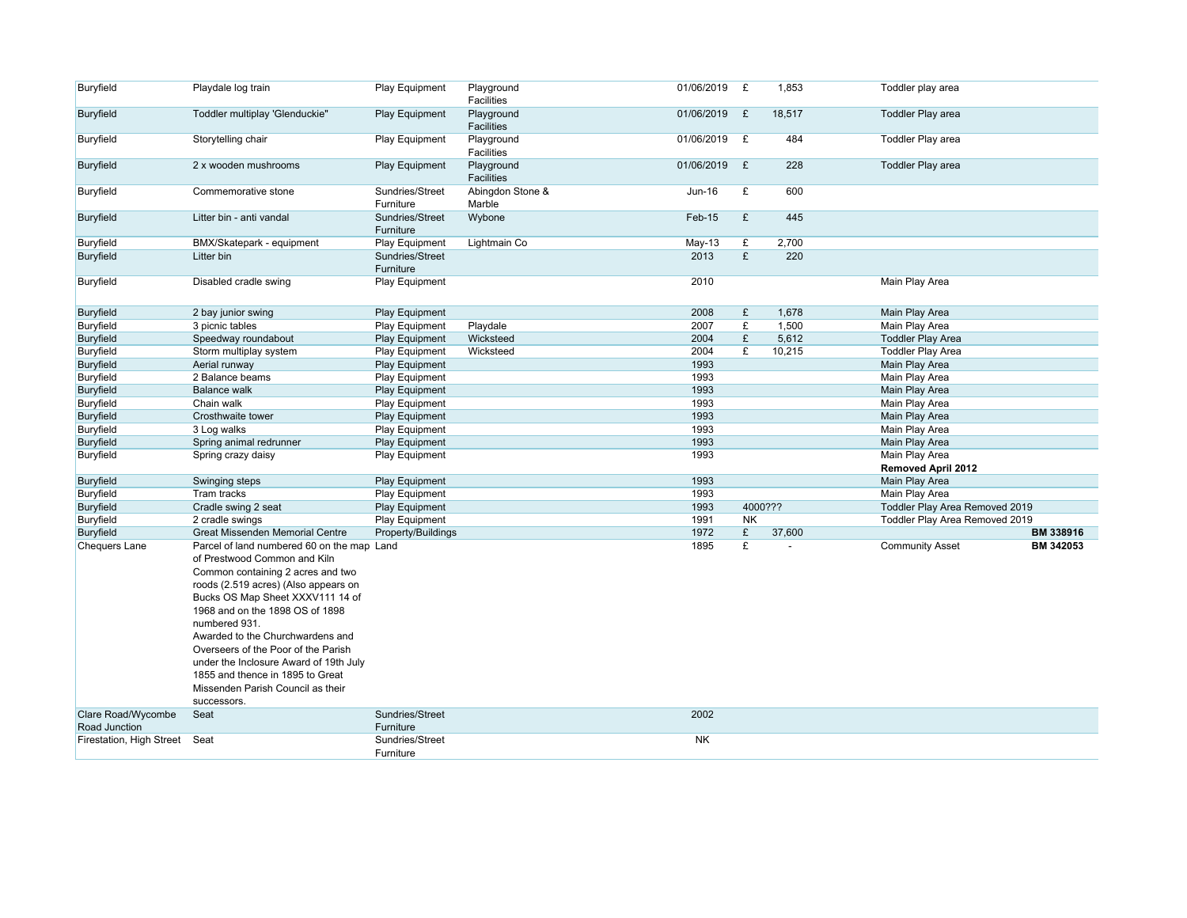| | | | | | | | |
|---|---|---|---|---|---|---|---|
| Buryfield | Playdale log train | Play Equipment | Playground Facilities | 01/06/2019 | £ 1,853 | Toddler play area | |
| Buryfield | Toddler multiplay 'Glenduckie" | Play Equipment | Playground Facilities | 01/06/2019 | £ 18,517 | Toddler Play area | |
| Buryfield | Storytelling chair | Play Equipment | Playground Facilities | 01/06/2019 | £ 484 | Toddler Play area | |
| Buryfield | 2 x wooden mushrooms | Play Equipment | Playground Facilities | 01/06/2019 | £ 228 | Toddler Play area | |
| Buryfield | Commemorative stone | Sundries/Street Furniture | Abingdon Stone & Marble | Jun-16 | £ 600 | | |
| Buryfield | Litter bin - anti vandal | Sundries/Street Furniture | Wybone | Feb-15 | £ 445 | | |
| Buryfield | BMX/Skatepark - equipment | Play Equipment | Lightmain Co | May-13 | £ 2,700 | | |
| Buryfield | Litter bin | Sundries/Street Furniture | | 2013 | £ 220 | | |
| Buryfield | Disabled cradle swing | Play Equipment | | 2010 | | Main Play Area | |
| Buryfield | 2 bay junior swing | Play Equipment | | 2008 | £ 1,678 | Main Play Area | |
| Buryfield | 3 picnic tables | Play Equipment | Playdale | 2007 | £ 1,500 | Main Play Area | |
| Buryfield | Speedway roundabout | Play Equipment | Wicksteed | 2004 | £ 5,612 | Toddler Play Area | |
| Buryfield | Storm multiplay system | Play Equipment | Wicksteed | 2004 | £ 10,215 | Toddler Play Area | |
| Buryfield | Aerial runway | Play Equipment | | 1993 | | Main Play Area | |
| Buryfield | 2 Balance beams | Play Equipment | | 1993 | | Main Play Area | |
| Buryfield | Balance walk | Play Equipment | | 1993 | | Main Play Area | |
| Buryfield | Chain walk | Play Equipment | | 1993 | | Main Play Area | |
| Buryfield | Crosthwaite tower | Play Equipment | | 1993 | | Main Play Area | |
| Buryfield | 3 Log walks | Play Equipment | | 1993 | | Main Play Area | |
| Buryfield | Spring animal redrunner | Play Equipment | | 1993 | | Main Play Area | |
| Buryfield | Spring crazy daisy | Play Equipment | | 1993 | | Main Play Area **Removed April 2012** | |
| Buryfield | Swinging steps | Play Equipment | | 1993 | | Main Play Area | |
| Buryfield | Tram tracks | Play Equipment | | 1993 | | Main Play Area | |
| Buryfield | Cradle swing 2 seat | Play Equipment | | 1993 | 4000??? | Toddler Play Area Removed 2019 | |
| Buryfield | 2 cradle swings | Play Equipment | | 1991 | NK | Toddler Play Area Removed 2019 | |
| Buryfield | Great Missenden Memorial Centre | Property/Buildings | | 1972 | £ 37,600 | | **BM 338916** |
| Chequers Lane | Parcel of land numbered 60 on the map of Prestwood Common and Kiln Common containing 2 acres and two roods (2.519 acres) (Also appears on Bucks OS Map Sheet XXXV111 14 of 1968 and on the 1898 OS of 1898 numbered 931. Awarded to the Churchwardens and Overseers of the Poor of the Parish under the Inclosure Award of 19th July 1855 and thence in 1895 to Great Missenden Parish Council as their successors. | Land | | 1895 | £ - | Community Asset | **BM 342053** |
| Clare Road/Wycombe Road Junction | Seat | Sundries/Street Furniture | | 2002 | | | |
| Firestation, High Street | Seat | Sundries/Street Furniture | | NK | | | |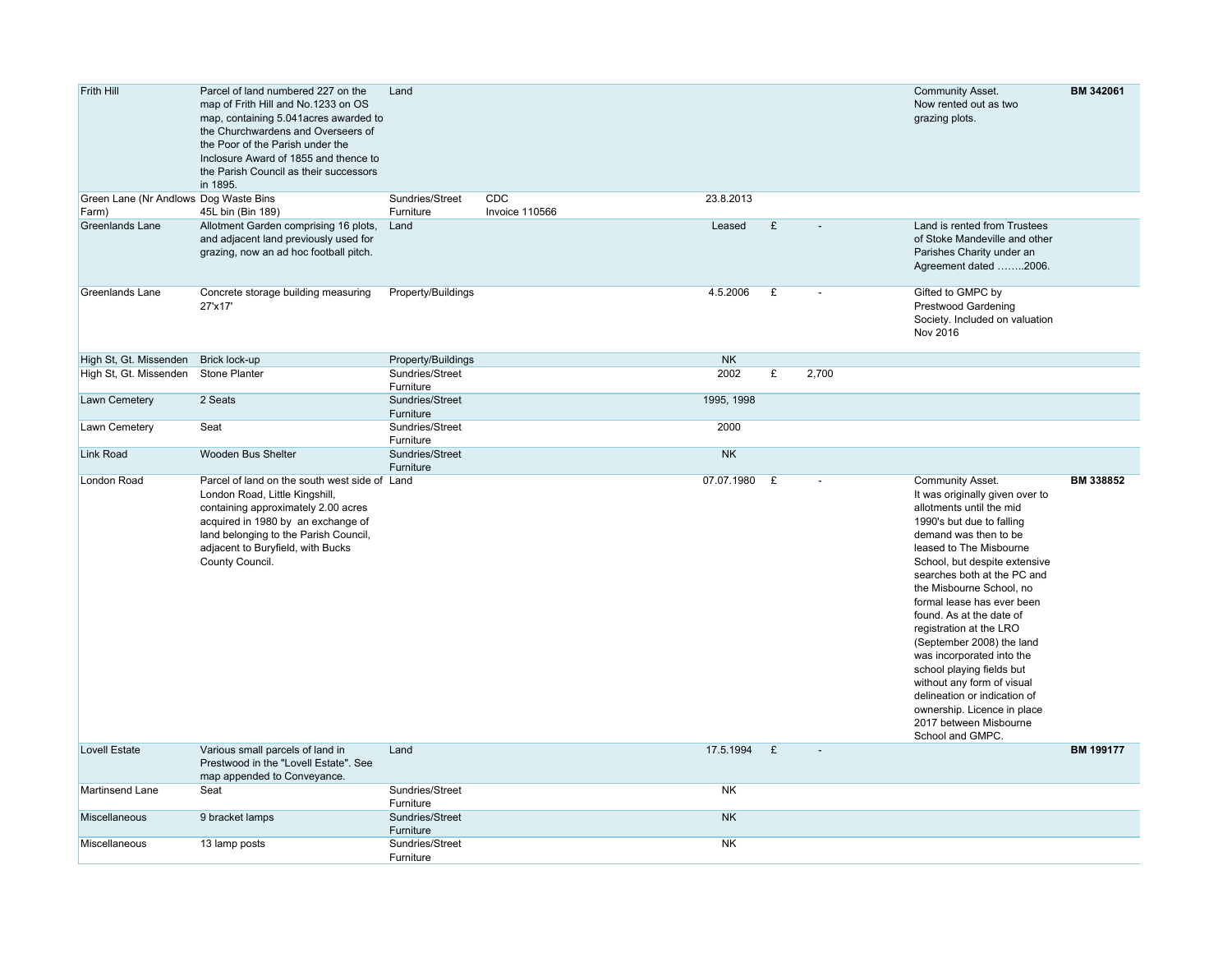| | | | | | | | | |
|---|---|---|---|---|---|---|---|---|
| Frith Hill | Parcel of land numbered 227 on the map of Frith Hill and No.1233 on OS map, containing 5.041acres awarded to the Churchwardens and Overseers of the Poor of the Parish under the Inclosure Award of 1855 and thence to the Parish Council as their successors in 1895. | Land | | | | | Community Asset. Now rented out as two grazing plots. | **BM 342061** |
| Green Lane (Nr Andlows Farm) | Dog Waste Bins 45L bin (Bin 189) | Sundries/Street Furniture | CDC Invoice 110566 | 23.8.2013 | | | | |
| Greenlands Lane | Allotment Garden comprising 16 plots, and adjacent land previously used for grazing, now an ad hoc football pitch. | Land | | Leased | £ | - | Land is rented from Trustees of Stoke Mandeville and other Parishes Charity under an Agreement dated ……..2006. | |
| Greenlands Lane | Concrete storage building measuring 27'x17' | Property/Buildings | | 4.5.2006 | £ | - | Gifted to GMPC by Prestwood Gardening Society. Included on valuation Nov 2016 | |
| High St, Gt. Missenden | Brick lock-up | Property/Buildings | | NK | | | | |
| High St, Gt. Missenden | Stone Planter | Sundries/Street Furniture | | 2002 | £ | 2,700 | | |
| Lawn Cemetery | 2 Seats | Sundries/Street Furniture | | 1995, 1998 | | | | |
| Lawn Cemetery | Seat | Sundries/Street Furniture | | 2000 | | | | |
| Link Road | Wooden Bus Shelter | Sundries/Street Furniture | | NK | | | | |
| London Road | Parcel of land on the south west side of London Road, Little Kingshill, containing approximately 2.00 acres acquired in 1980 by an exchange of land belonging to the Parish Council, adjacent to Buryfield, with Bucks County Council. | Land | | 07.07.1980 | £ | - | Community Asset. It was originally given over to allotments until the mid 1990's but due to falling demand was then to be leased to The Misbourne School, but despite extensive searches both at the PC and the Misbourne School, no formal lease has ever been found. As at the date of registration at the LRO (September 2008) the land was incorporated into the school playing fields but without any form of visual delineation or indication of ownership. Licence in place 2017 between Misbourne School and GMPC. | **BM 338852** |
| Lovell Estate | Various small parcels of land in Prestwood in the "Lovell Estate". See map appended to Conveyance. | Land | | 17.5.1994 | £ | - | | **BM 199177** |
| Martinsend Lane | Seat | Sundries/Street Furniture | | NK | | | | |
| Miscellaneous | 9 bracket lamps | Sundries/Street Furniture | | NK | | | | |
| Miscellaneous | 13 lamp posts | Sundries/Street Furniture | | NK | | | | |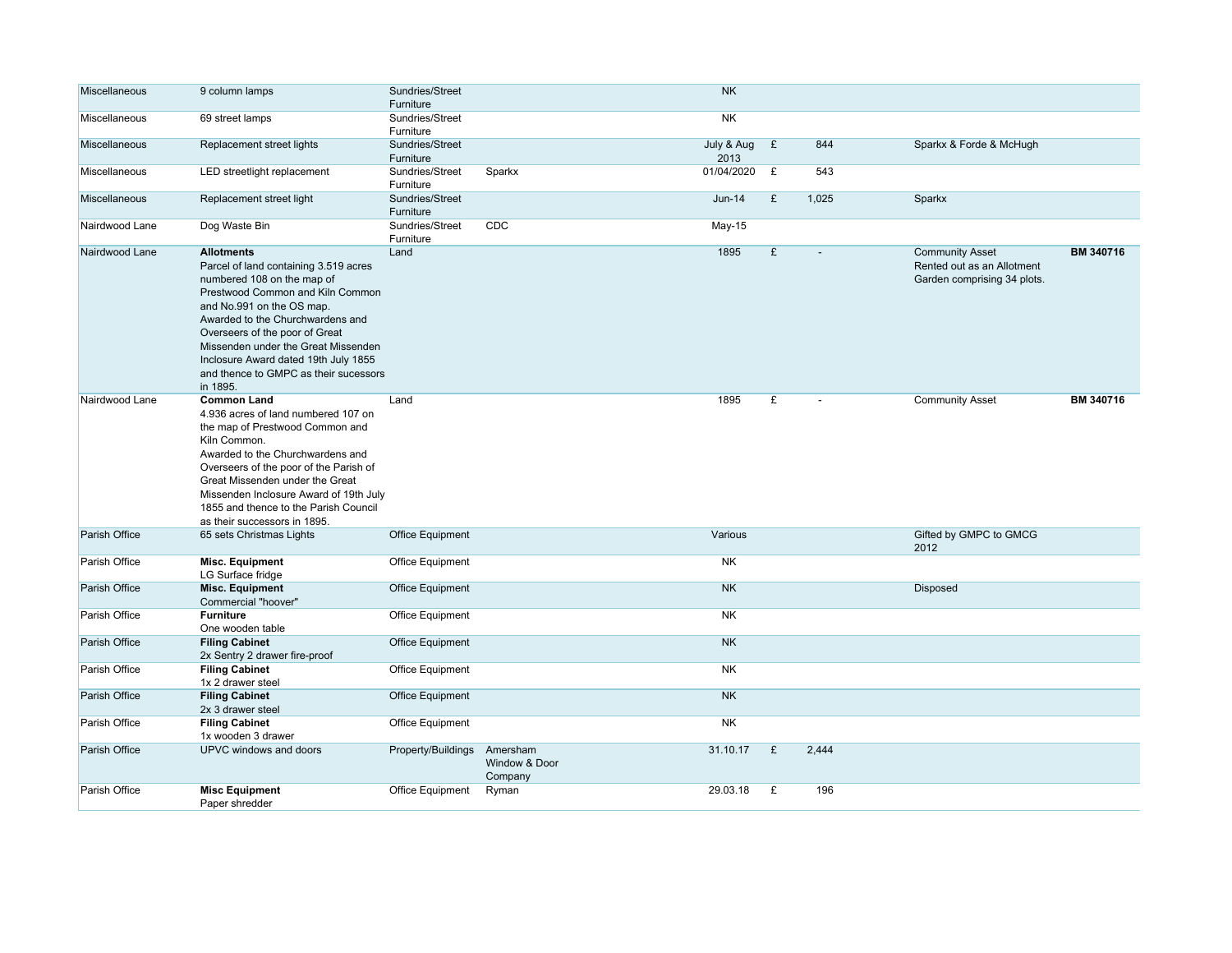| | | | | | | | | |
|---|---|---|---|---|---|---|---|---|
| Miscellaneous | 9 column lamps | Sundries/Street Furniture | | NK | | | | |
| Miscellaneous | 69 street lamps | Sundries/Street Furniture | | NK | | | | |
| Miscellaneous | Replacement street lights | Sundries/Street Furniture | | July & Aug 2013 | £ | 844 | Sparkx & Forde & McHugh | |
| Miscellaneous | LED streetlight replacement | Sundries/Street Furniture | Sparkx | 01/04/2020 | £ | 543 | | |
| Miscellaneous | Replacement street light | Sundries/Street Furniture | | Jun-14 | £ | 1,025 | Sparkx | |
| Nairdwood Lane | Dog Waste Bin | Sundries/Street Furniture | CDC | May-15 | | | | |
| Nairdwood Lane | **Allotments**<br>Parcel of land containing 3.519 acres numbered 108 on the map of Prestwood Common and Kiln Common and No.991 on the OS map. Awarded to the Churchwardens and Overseers of the poor of Great Missenden under the Great Missenden Inclosure Award dated 19th July 1855 and thence to GMPC as their sucessors in 1895. | Land | | 1895 | £ | - | Community Asset<br>Rented out as an Allotment Garden comprising 34 plots. | **BM 340716** |
| Nairdwood Lane | **Common Land**<br>4.936 acres of land numbered 107 on the map of Prestwood Common and Kiln Common.<br>Awarded to the Churchwardens and Overseers of the poor of the Parish of Great Missenden under the Great Missenden Inclosure Award of 19th July 1855 and thence to the Parish Council as their successors in 1895. | Land | | 1895 | £ | - | Community Asset | **BM 340716** |
| Parish Office | 65 sets Christmas Lights | Office Equipment | | Various | | | Gifted by GMPC to GMCG 2012 | |
| Parish Office | **Misc. Equipment**<br>LG Surface fridge | Office Equipment | | NK | | | | |
| Parish Office | **Misc. Equipment**<br>Commercial "hoover" | Office Equipment | | NK | | | Disposed | |
| Parish Office | **Furniture**<br>One wooden table | Office Equipment | | NK | | | | |
| Parish Office | **Filing Cabinet**<br>2x Sentry 2 drawer fire-proof | Office Equipment | | NK | | | | |
| Parish Office | **Filing Cabinet**<br>1x 2 drawer steel | Office Equipment | | NK | | | | |
| Parish Office | **Filing Cabinet**<br>2x 3 drawer steel | Office Equipment | | NK | | | | |
| Parish Office | **Filing Cabinet**<br>1x wooden 3 drawer | Office Equipment | | NK | | | | |
| Parish Office | UPVC windows and doors | Property/Buildings | Amersham Window & Door Company | 31.10.17 | £ | 2,444 | | |
| Parish Office | **Misc Equipment**<br>Paper shredder | Office Equipment | Ryman | 29.03.18 | £ | 196 | | |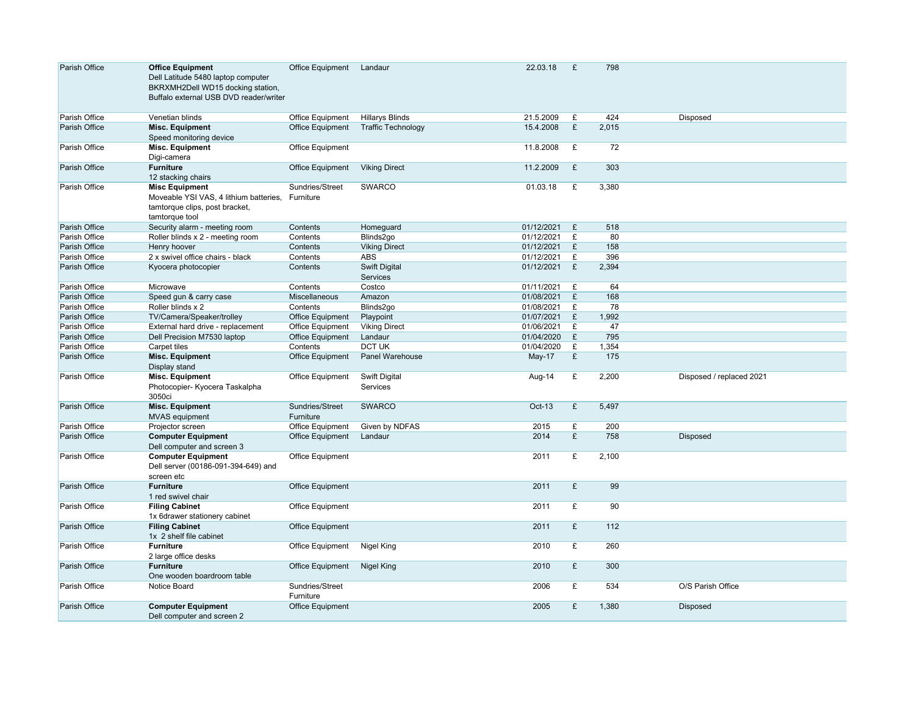| | | | | | | | |
|---|---|---|---|---|---|---|---|
| Parish Office | **Office Equipment**<br>Dell Latitude 5480 laptop computer BKRXMH2Dell WD15 docking station, Buffalo external USB DVD reader/writer | Office Equipment | Landaur | 22.03.18 | £ | 798 | |
| Parish Office | Venetian blinds | Office Equipment | Hillarys Blinds | 21.5.2009 | £ | 424 | Disposed |
| Parish Office | **Misc. Equipment**<br>Speed monitoring device | Office Equipment | Traffic Technology | 15.4.2008 | £ | 2,015 | |
| Parish Office | **Misc. Equipment**<br>Digi-camera | Office Equipment | | 11.8.2008 | £ | 72 | |
| Parish Office | **Furniture**<br>12 stacking chairs | Office Equipment | Viking Direct | 11.2.2009 | £ | 303 | |
| Parish Office | **Misc Equipment**<br>Moveable YSI VAS, 4 lithium batteries, tamtorque clips, post bracket, tamtorque tool | Sundries/Street Furniture | SWARCO | 01.03.18 | £ | 3,380 | |
| Parish Office | Security alarm - meeting room | Contents | Homeguard | 01/12/2021 | £ | 518 | |
| Parish Office | Roller blinds x 2 - meeting room | Contents | Blinds2go | 01/12/2021 | £ | 80 | |
| Parish Office | Henry hoover | Contents | Viking Direct | 01/12/2021 | £ | 158 | |
| Parish Office | 2 x swivel office chairs - black | Contents | ABS | 01/12/2021 | £ | 396 | |
| Parish Office | Kyocera photocopier | Contents | Swift Digital Services | 01/12/2021 | £ | 2,394 | |
| Parish Office | Microwave | Contents | Costco | 01/11/2021 | £ | 64 | |
| Parish Office | Speed gun & carry case | Miscellaneous | Amazon | 01/08/2021 | £ | 168 | |
| Parish Office | Roller blinds x 2 | Contents | Blinds2go | 01/08/2021 | £ | 78 | |
| Parish Office | TV/Camera/Speaker/trolley | Office Equipment | Playpoint | 01/07/2021 | £ | 1,992 | |
| Parish Office | External hard drive - replacement | Office Equipment | Viking Direct | 01/06/2021 | £ | 47 | |
| Parish Office | Dell Precision M7530 laptop | Office Equipment | Landaur | 01/04/2020 | £ | 795 | |
| Parish Office | Carpet tiles | Contents | DCT UK | 01/04/2020 | £ | 1,354 | |
| Parish Office | **Misc. Equipment**<br>Display stand | Office Equipment | Panel Warehouse | May-17 | £ | 175 | |
| Parish Office | **Misc. Equipment**<br>Photocopier- Kyocera Taskalpha 3050ci | Office Equipment | Swift Digital Services | Aug-14 | £ | 2,200 | Disposed / replaced 2021 |
| Parish Office | **Misc. Equipment**<br>MVAS equipment | Sundries/Street Furniture | SWARCO | Oct-13 | £ | 5,497 | |
| Parish Office | Projector screen | Office Equipment | Given by NDFAS | 2015 | £ | 200 | |
| Parish Office | **Computer Equipment**<br>Dell computer and screen 3 | Office Equipment | Landaur | 2014 | £ | 758 | Disposed |
| Parish Office | **Computer Equipment**<br>Dell server (00186-091-394-649) and screen etc | Office Equipment | | 2011 | £ | 2,100 | |
| Parish Office | **Furniture**<br>1 red swivel chair | Office Equipment | | 2011 | £ | 99 | |
| Parish Office | **Filing Cabinet**<br>1x 6drawer stationery cabinet | Office Equipment | | 2011 | £ | 90 | |
| Parish Office | **Filing Cabinet**<br>1x 2 shelf file cabinet | Office Equipment | | 2011 | £ | 112 | |
| Parish Office | **Furniture**<br>2 large office desks | Office Equipment | Nigel King | 2010 | £ | 260 | |
| Parish Office | **Furniture**<br>One wooden boardroom table | Office Equipment | Nigel King | 2010 | £ | 300 | |
| Parish Office | Notice Board | Sundries/Street Furniture | | 2006 | £ | 534 | O/S Parish Office |
| Parish Office | **Computer Equipment**<br>Dell computer and screen 2 | Office Equipment | | 2005 | £ | 1,380 | Disposed |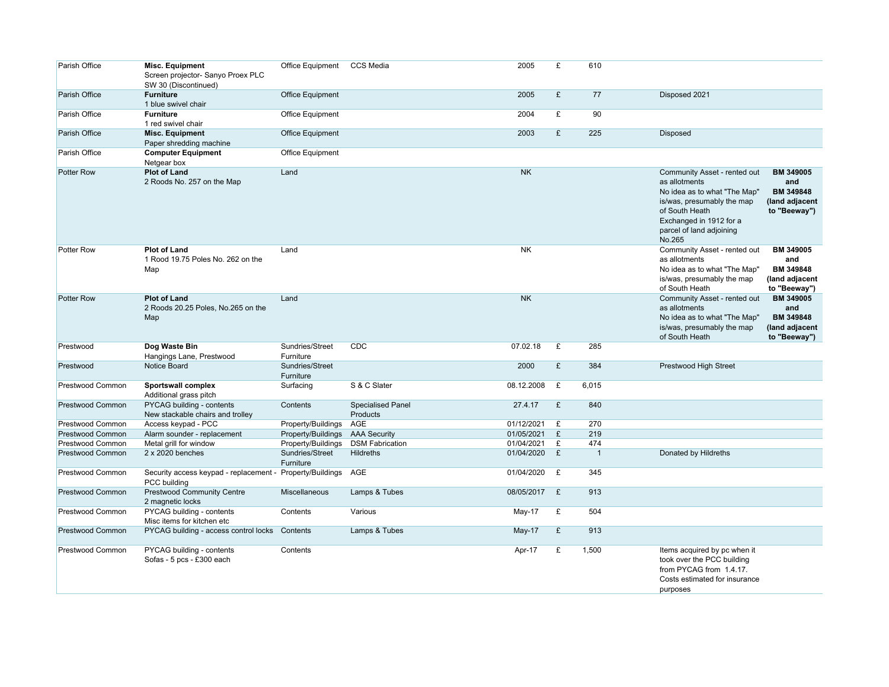| | | | | | | | | |
|---|---|---|---|---|---|---|---|---|
| Parish Office | **Misc. Equipment** Screen projector- Sanyo Proex PLC SW 30 (Discontinued) | Office Equipment | CCS Media | 2005 | £ | 610 | | |
| Parish Office | **Furniture** 1 blue swivel chair | Office Equipment | | 2005 | £ | 77 | Disposed 2021 | |
| Parish Office | **Furniture** 1 red swivel chair | Office Equipment | | 2004 | £ | 90 | | |
| Parish Office | **Misc. Equipment** Paper shredding machine | Office Equipment | | 2003 | £ | 225 | Disposed | |
| Parish Office | **Computer Equipment** Netgear box | Office Equipment | | | | | | |
| Potter Row | **Plot of Land** 2 Roods No. 257 on the Map | Land | | NK | | | Community Asset - rented out as allotments No idea as to what "The Map" is/was, presumably the map of South Heath Exchanged in 1912 for a parcel of land adjoining No.265 | **BM 349005 and BM 349848 (land adjacent to "Beeway")** |
| Potter Row | **Plot of Land** 1 Rood 19.75 Poles No. 262 on the Map | Land | | NK | | | Community Asset - rented out as allotments No idea as to what "The Map" is/was, presumably the map of South Heath | **BM 349005 and BM 349848 (land adjacent to "Beeway")** |
| Potter Row | **Plot of Land** 2 Roods 20.25 Poles, No.265 on the Map | Land | | NK | | | Community Asset - rented out as allotments No idea as to what "The Map" is/was, presumably the map of South Heath | **BM 349005 and BM 349848 (land adjacent to "Beeway")** |
| Prestwood | **Dog Waste Bin** Hangings Lane, Prestwood | Sundries/Street Furniture | CDC | 07.02.18 | £ | 285 | | |
| Prestwood | Notice Board | Sundries/Street Furniture | | 2000 | £ | 384 | Prestwood High Street | |
| Prestwood Common | **Sportswall complex** Additional grass pitch | Surfacing | S & C Slater | 08.12.2008 | £ | 6,015 | | |
| Prestwood Common | PYCAG building - contents New stackable chairs and trolley | Contents | Specialised Panel Products | 27.4.17 | £ | 840 | | |
| Prestwood Common | Access keypad - PCC | Property/Buildings | AGE | 01/12/2021 | £ | 270 | | |
| Prestwood Common | Alarm sounder - replacement | Property/Buildings | AAA Security | 01/05/2021 | £ | 219 | | |
| Prestwood Common | Metal grill for window | Property/Buildings | DSM Fabrication | 01/04/2021 | £ | 474 | | |
| Prestwood Common | 2 x 2020 benches | Sundries/Street Furniture | Hildreths | 01/04/2020 | £ | 1 | Donated by Hildreths | |
| Prestwood Common | Security access keypad - replacement - PCC building | Property/Buildings | AGE | 01/04/2020 | £ | 345 | | |
| Prestwood Common | Prestwood Community Centre 2 magnetic locks | Miscellaneous | Lamps & Tubes | 08/05/2017 | £ | 913 | | |
| Prestwood Common | PYCAG building - contents Misc items for kitchen etc | Contents | Various | May-17 | £ | 504 | | |
| Prestwood Common | PYCAG building - access control locks | Contents | Lamps & Tubes | May-17 | £ | 913 | | |
| Prestwood Common | PYCAG building - contents Sofas - 5 pcs - £300 each | Contents | | Apr-17 | £ | 1,500 | Items acquired by pc when it took over the PCC building from PYCAG from 1.4.17. Costs estimated for insurance purposes | |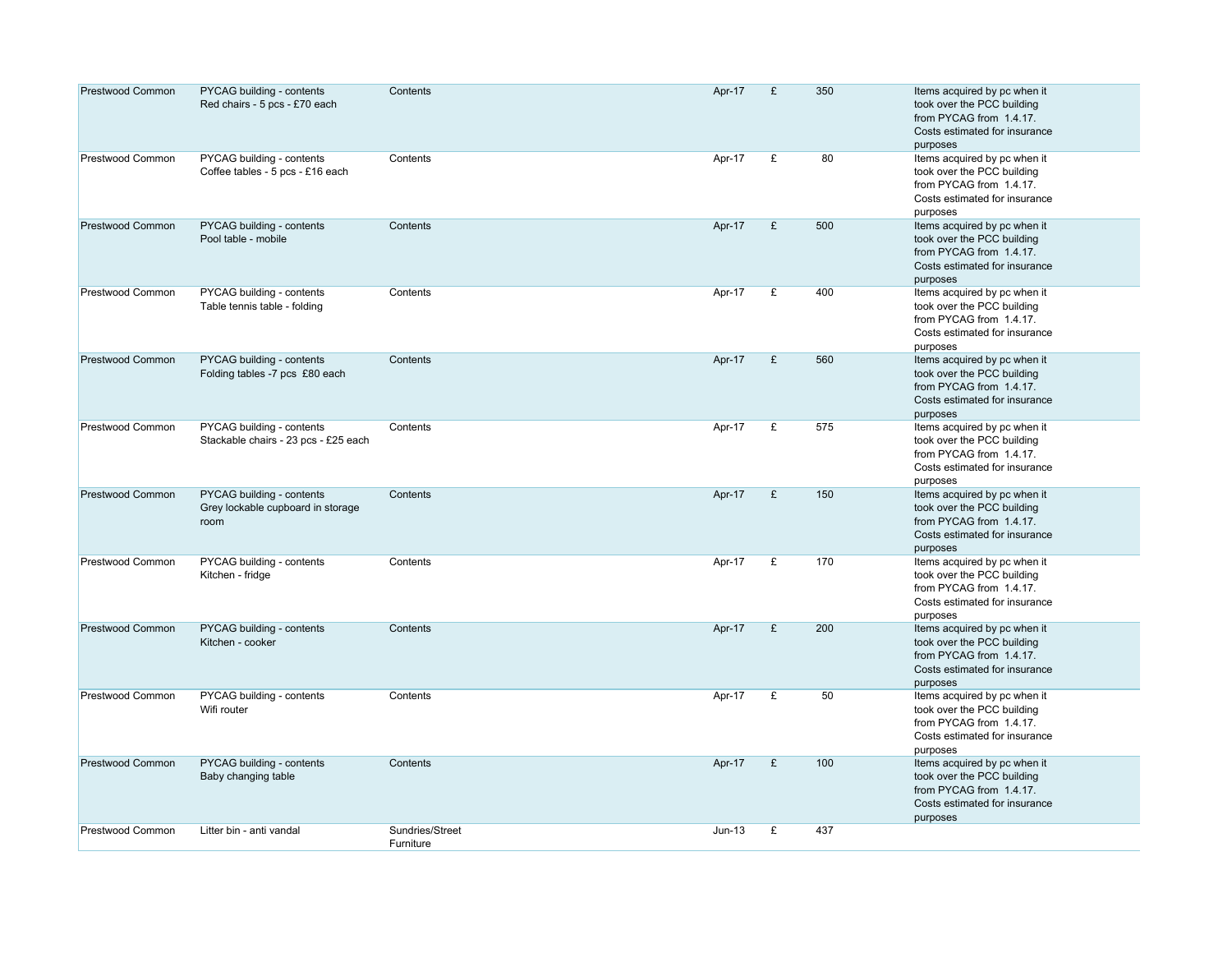| | | | | | | |
|---|---|---|---|---|---|---|
| Prestwood Common | PYCAG building - contents<br>Red chairs - 5 pcs - £70 each | Contents | Apr-17 | £ | 350 | Items acquired by pc when it took over the PCC building from PYCAG from 1.4.17. Costs estimated for insurance purposes |
| Prestwood Common | PYCAG building - contents<br>Coffee tables - 5 pcs - £16 each | Contents | Apr-17 | £ | 80 | Items acquired by pc when it took over the PCC building from PYCAG from 1.4.17. Costs estimated for insurance purposes |
| Prestwood Common | PYCAG building - contents<br>Pool table - mobile | Contents | Apr-17 | £ | 500 | Items acquired by pc when it took over the PCC building from PYCAG from 1.4.17. Costs estimated for insurance purposes |
| Prestwood Common | PYCAG building - contents<br>Table tennis table - folding | Contents | Apr-17 | £ | 400 | Items acquired by pc when it took over the PCC building from PYCAG from 1.4.17. Costs estimated for insurance purposes |
| Prestwood Common | PYCAG building - contents<br>Folding tables -7 pcs £80 each | Contents | Apr-17 | £ | 560 | Items acquired by pc when it took over the PCC building from PYCAG from 1.4.17. Costs estimated for insurance purposes |
| Prestwood Common | PYCAG building - contents<br>Stackable chairs - 23 pcs - £25 each | Contents | Apr-17 | £ | 575 | Items acquired by pc when it took over the PCC building from PYCAG from 1.4.17. Costs estimated for insurance purposes |
| Prestwood Common | PYCAG building - contents<br>Grey lockable cupboard in storage room | Contents | Apr-17 | £ | 150 | Items acquired by pc when it took over the PCC building from PYCAG from 1.4.17. Costs estimated for insurance purposes |
| Prestwood Common | PYCAG building - contents<br>Kitchen - fridge | Contents | Apr-17 | £ | 170 | Items acquired by pc when it took over the PCC building from PYCAG from 1.4.17. Costs estimated for insurance purposes |
| Prestwood Common | PYCAG building - contents<br>Kitchen - cooker | Contents | Apr-17 | £ | 200 | Items acquired by pc when it took over the PCC building from PYCAG from 1.4.17. Costs estimated for insurance purposes |
| Prestwood Common | PYCAG building - contents<br>Wifi router | Contents | Apr-17 | £ | 50 | Items acquired by pc when it took over the PCC building from PYCAG from 1.4.17. Costs estimated for insurance purposes |
| Prestwood Common | PYCAG building - contents<br>Baby changing table | Contents | Apr-17 | £ | 100 | Items acquired by pc when it took over the PCC building from PYCAG from 1.4.17. Costs estimated for insurance purposes |
| Prestwood Common | Litter bin - anti vandal | Sundries/Street Furniture | Jun-13 | £ | 437 | |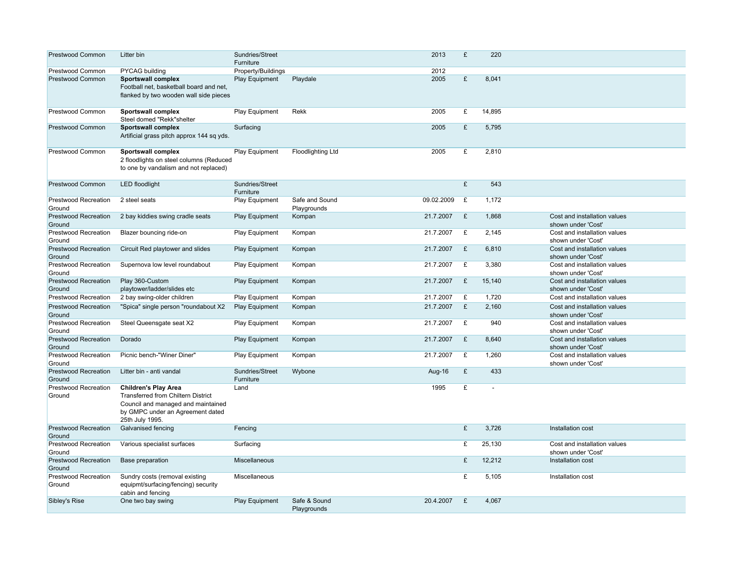| | | | | | | | |
|---|---|---|---|---|---|---|---|
| Prestwood Common | Litter bin | Sundries/Street Furniture | | 2013 | £ | 220 | |
| Prestwood Common | PYCAG building | Property/Buildings | | 2012 | | | |
| Prestwood Common | **Sportswall complex** Football net, basketball board and net, flanked by two wooden wall side pieces | Play Equipment | Playdale | 2005 | £ | 8,041 | |
| Prestwood Common | **Sportswall complex** Steel domed "Rekk"shelter | Play Equipment | Rekk | 2005 | £ | 14,895 | |
| Prestwood Common | **Sportswall complex** Artificial grass pitch approx 144 sq yds. | Surfacing | | 2005 | £ | 5,795 | |
| Prestwood Common | **Sportswall complex** 2 floodlights on steel columns (Reduced to one by vandalism and not replaced) | Play Equipment | Floodlighting Ltd | 2005 | £ | 2,810 | |
| Prestwood Common | LED floodlight | Sundries/Street Furniture | | | £ | 543 | |
| Prestwood Recreation Ground | 2 steel seats | Play Equipment | Safe and Sound Playgrounds | 09.02.2009 | £ | 1,172 | |
| Prestwood Recreation Ground | 2 bay kiddies swing cradle seats | Play Equipment | Kompan | 21.7.2007 | £ | 1,868 | Cost and installation values shown under 'Cost' |
| Prestwood Recreation Ground | Blazer bouncing ride-on | Play Equipment | Kompan | 21.7.2007 | £ | 2,145 | Cost and installation values shown under 'Cost' |
| Prestwood Recreation Ground | Circuit Red playtower and slides | Play Equipment | Kompan | 21.7.2007 | £ | 6,810 | Cost and installation values shown under 'Cost' |
| Prestwood Recreation Ground | Supernova low level roundabout | Play Equipment | Kompan | 21.7.2007 | £ | 3,380 | Cost and installation values shown under 'Cost' |
| Prestwood Recreation Ground | Play 360-Custom playtower/ladder/slides etc | Play Equipment | Kompan | 21.7.2007 | £ | 15,140 | Cost and installation values shown under 'Cost' |
| Prestwood Recreation | 2 bay swing-older children | Play Equipment | Kompan | 21.7.2007 | £ | 1,720 | Cost and installation values |
| Prestwood Recreation Ground | "Spica" single person "roundabout X2 | Play Equipment | Kompan | 21.7.2007 | £ | 2,160 | Cost and installation values shown under 'Cost' |
| Prestwood Recreation Ground | Steel Queensgate seat X2 | Play Equipment | Kompan | 21.7.2007 | £ | 940 | Cost and installation values shown under 'Cost' |
| Prestwood Recreation Ground | Dorado | Play Equipment | Kompan | 21.7.2007 | £ | 8,640 | Cost and installation values shown under 'Cost' |
| Prestwood Recreation Ground | Picnic bench-"Winer Diner" | Play Equipment | Kompan | 21.7.2007 | £ | 1,260 | Cost and installation values shown under 'Cost' |
| Prestwood Recreation Ground | Litter bin - anti vandal | Sundries/Street Furniture | Wybone | Aug-16 | £ | 433 | |
| Prestwood Recreation Ground | **Children's Play Area** Transferred from Chiltern District Council and managed and maintained by GMPC under an Agreement dated 25th July 1995. | Land | | 1995 | £ | - | |
| Prestwood Recreation Ground | Galvanised fencing | Fencing | | | £ | 3,726 | Installation cost |
| Prestwood Recreation Ground | Various specialist surfaces | Surfacing | | | £ | 25,130 | Cost and installation values shown under 'Cost' |
| Prestwood Recreation Ground | Base preparation | Miscellaneous | | | £ | 12,212 | Installation cost |
| Prestwood Recreation Ground | Sundry costs (removal existing equipmt/surfacing/fencing) security cabin and fencing | Miscellaneous | | | £ | 5,105 | Installation cost |
| Sibley's Rise | One two bay swing | Play Equipment | Safe & Sound Playgrounds | 20.4.2007 | £ | 4,067 | |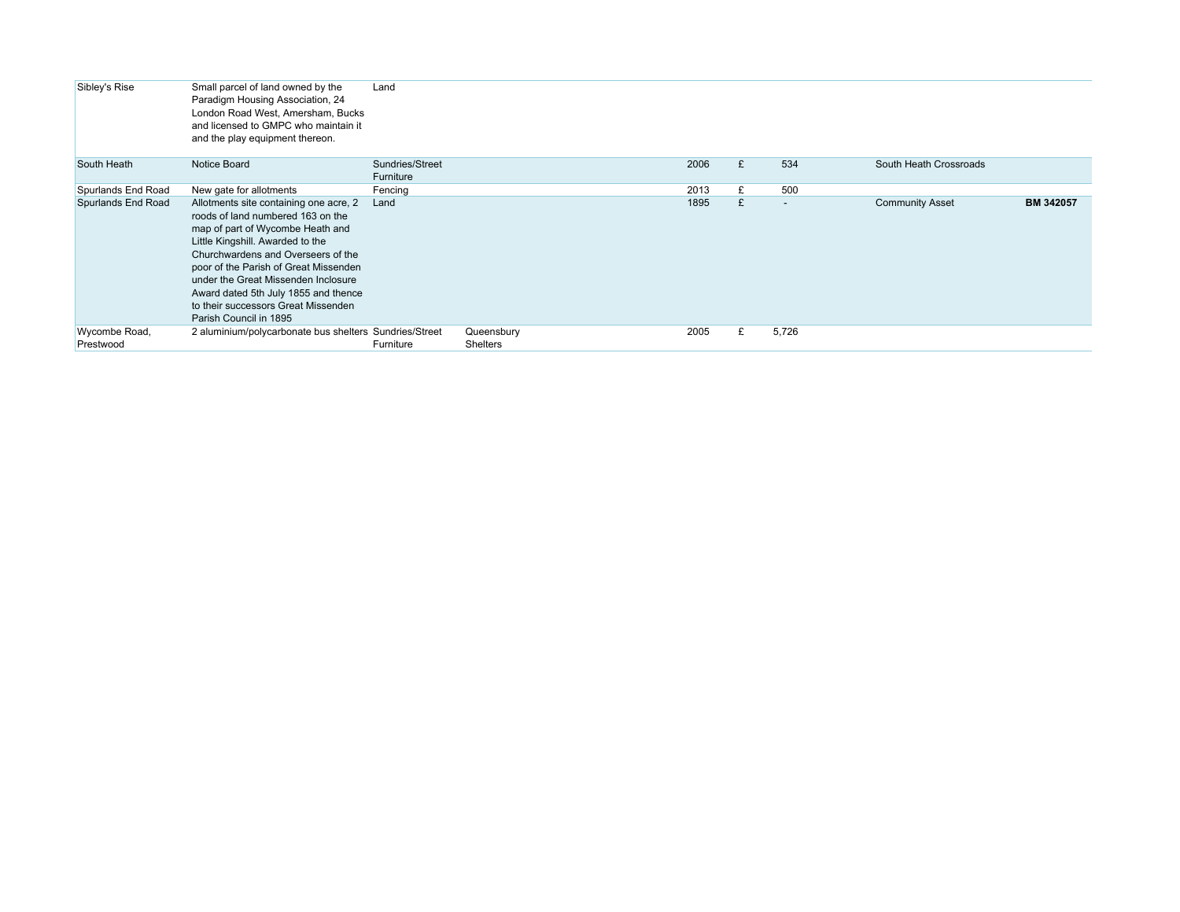| | | | | | | | | | |
|---|---|---|---|---|---|---|---|---|---|
| Sibley's Rise | Small parcel of land owned by the Paradigm Housing Association, 24 London Road West, Amersham, Bucks and licensed to GMPC who maintain it and the play equipment thereon. | Land | | | | | | | |
| South Heath | Notice Board | Sundries/Street Furniture | | | 2006 | £ | 534 | South Heath Crossroads | |
| Spurlands End Road | New gate for allotments | Fencing | | | 2013 | £ | 500 | | |
| Spurlands End Road | Allotments site containing one acre, 2 roods of land numbered 163 on the map of part of Wycombe Heath and Little Kingshill. Awarded to the Churchwardens and Overseers of the poor of the Parish of Great Missenden under the Great Missenden Inclosure Award dated 5th July 1855 and thence to their successors Great Missenden Parish Council in 1895 | Land | | | 1895 | £ | - | Community Asset | **BM 342057** |
| Wycombe Road, Prestwood | 2 aluminium/polycarbonate bus shelters | Sundries/Street Furniture | Queensbury Shelters | | 2005 | £ | 5,726 | | |